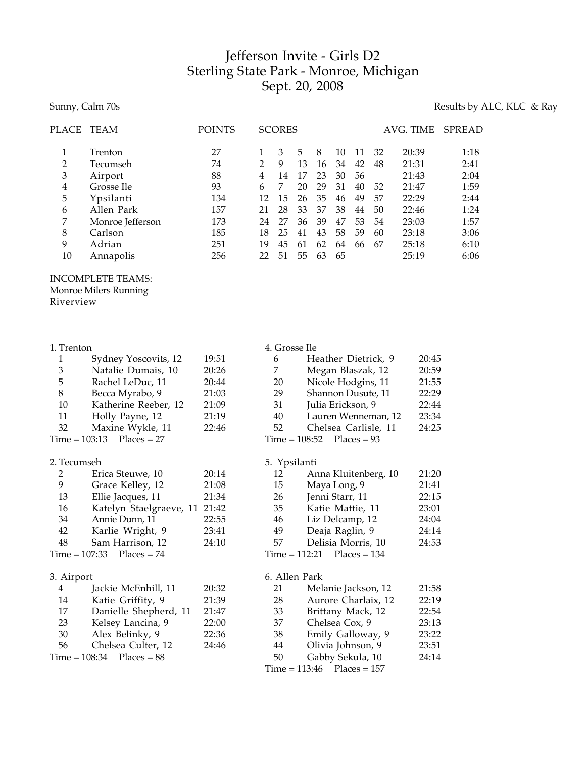# Jefferson Invite - Girls D2
## Sterling State Park - Monroe, Michigan
## Sept. 20, 2008

Sunny, Calm 70s

Results by ALC, KLC & Ray

| PLACE | TEAM | POINTS | SCORES | | | | | | | AVG. TIME | SPREAD |
|---|---|---|---|---|---|---|---|---|---|---|---|
| 1 | Trenton | 27 | 1 | 3 | 5 | 8 | 10 | 11 | 32 | 20:39 | 1:18 |
| 2 | Tecumseh | 74 | 2 | 9 | 13 | 16 | 34 | 42 | 48 | 21:31 | 2:41 |
| 3 | Airport | 88 | 4 | 14 | 17 | 23 | 30 | 56 | | 21:43 | 2:04 |
| 4 | Grosse Ile | 93 | 6 | 7 | 20 | 29 | 31 | 40 | 52 | 21:47 | 1:59 |
| 5 | Ypsilanti | 134 | 12 | 15 | 26 | 35 | 46 | 49 | 57 | 22:29 | 2:44 |
| 6 | Allen Park | 157 | 21 | 28 | 33 | 37 | 38 | 44 | 50 | 22:46 | 1:24 |
| 7 | Monroe Jefferson | 173 | 24 | 27 | 36 | 39 | 47 | 53 | 54 | 23:03 | 1:57 |
| 8 | Carlson | 185 | 18 | 25 | 41 | 43 | 58 | 59 | 60 | 23:18 | 3:06 |
| 9 | Adrian | 251 | 19 | 45 | 61 | 62 | 64 | 66 | 67 | 25:18 | 6:10 |
| 10 | Annapolis | 256 | 22 | 51 | 55 | 63 | 65 | | | 25:19 | 6:06 |

INCOMPLETE TEAMS:
Monroe Milers Running
Riverview

**1. Trenton**

| Place | Name | Time |
|---|---|---|
| 1 | Sydney Yoscovits, 12 | 19:51 |
| 3 | Natalie Dumais, 10 | 20:26 |
| 5 | Rachel LeDuc, 11 | 20:44 |
| 8 | Becca Myrabo, 9 | 21:03 |
| 10 | Katherine Reeber, 12 | 21:09 |
| 11 | Holly Payne, 12 | 21:19 |
| 32 | Maxine Wykle, 11 | 22:46 |

Time = 103:13 Places = 27

**2. Tecumseh**

| Place | Name | Time |
|---|---|---|
| 2 | Erica Steuwe, 10 | 20:14 |
| 9 | Grace Kelley, 12 | 21:08 |
| 13 | Ellie Jacques, 11 | 21:34 |
| 16 | Katelyn Staelgraeve, 11 | 21:42 |
| 34 | Annie Dunn, 11 | 22:55 |
| 42 | Karlie Wright, 9 | 23:41 |
| 48 | Sam Harrison, 12 | 24:10 |

Time = 107:33 Places = 74

**3. Airport**

| Place | Name | Time |
|---|---|---|
| 4 | Jackie McEnhill, 11 | 20:32 |
| 14 | Katie Griffity, 9 | 21:39 |
| 17 | Danielle Shepherd, 11 | 21:47 |
| 23 | Kelsey Lancina, 9 | 22:00 |
| 30 | Alex Belinky, 9 | 22:36 |
| 56 | Chelsea Culter, 12 | 24:46 |

Time = 108:34 Places = 88

**4. Grosse Ile**

| Place | Name | Time |
|---|---|---|
| 6 | Heather Dietrick, 9 | 20:45 |
| 7 | Megan Blaszak, 12 | 20:59 |
| 20 | Nicole Hodgins, 11 | 21:55 |
| 29 | Shannon Dusute, 11 | 22:29 |
| 31 | Julia Erickson, 9 | 22:44 |
| 40 | Lauren Wenneman, 12 | 23:34 |
| 52 | Chelsea Carlisle, 11 | 24:25 |

Time = 108:52 Places = 93

**5. Ypsilanti**

| Place | Name | Time |
|---|---|---|
| 12 | Anna Kluitenberg, 10 | 21:20 |
| 15 | Maya Long, 9 | 21:41 |
| 26 | Jenni Starr, 11 | 22:15 |
| 35 | Katie Mattie, 11 | 23:01 |
| 46 | Liz Delcamp, 12 | 24:04 |
| 49 | Deaja Raglin, 9 | 24:14 |
| 57 | Delisia Morris, 10 | 24:53 |

Time = 112:21 Places = 134

**6. Allen Park**

| Place | Name | Time |
|---|---|---|
| 21 | Melanie Jackson, 12 | 21:58 |
| 28 | Aurore Charlaix, 12 | 22:19 |
| 33 | Brittany Mack, 12 | 22:54 |
| 37 | Chelsea Cox, 9 | 23:13 |
| 38 | Emily Galloway, 9 | 23:22 |
| 44 | Olivia Johnson, 9 | 23:51 |
| 50 | Gabby Sekula, 10 | 24:14 |

Time = 113:46 Places = 157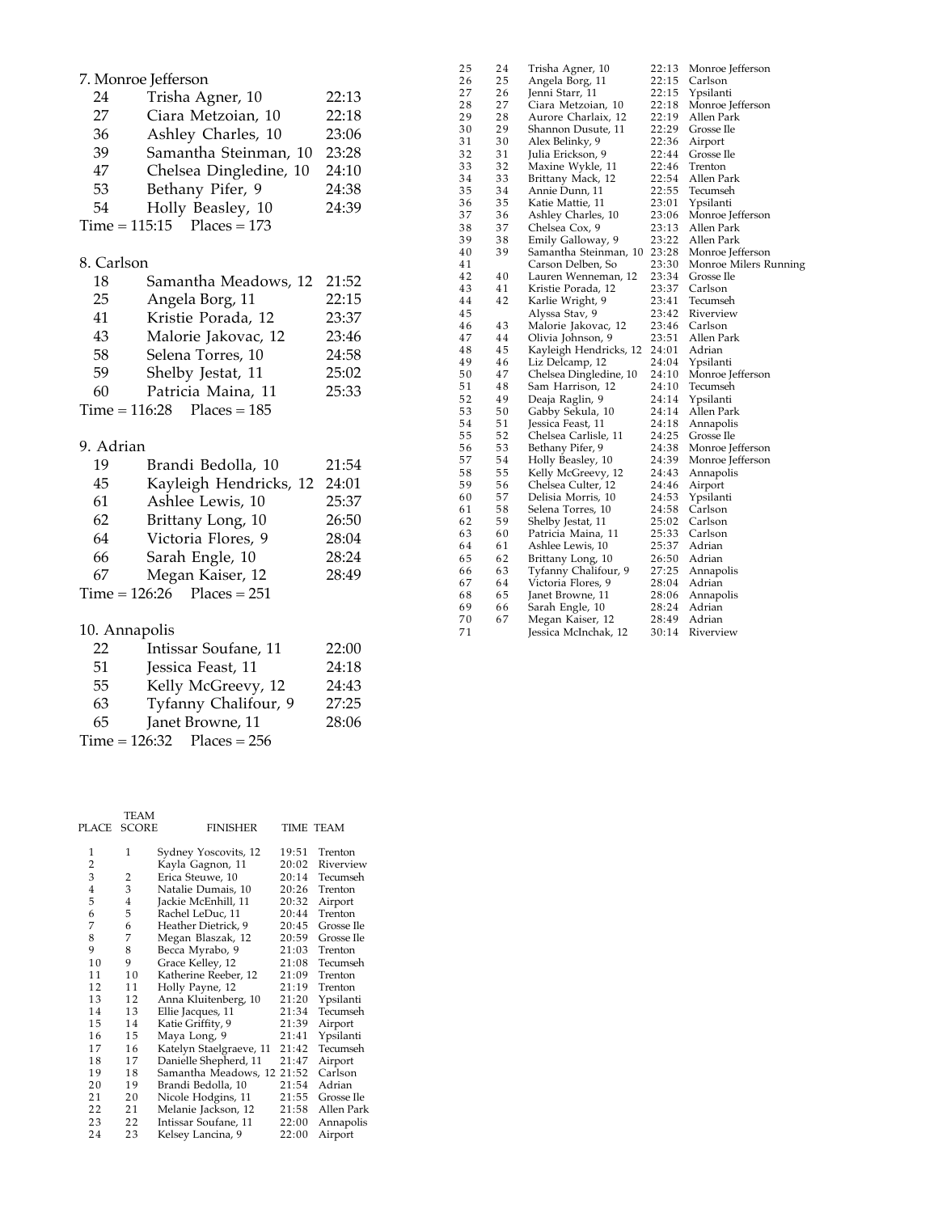7. Monroe Jefferson

| | | |
|---|---|---|
| 24 | Trisha Agner, 10 | 22:13 |
| 27 | Ciara Metzoian, 10 | 22:18 |
| 36 | Ashley Charles, 10 | 23:06 |
| 39 | Samantha Steinman, 10 | 23:28 |
| 47 | Chelsea Dingledine, 10 | 24:10 |
| 53 | Bethany Pifer, 9 | 24:38 |
| 54 | Holly Beasley, 10 | 24:39 |

Time = 115:15 Places = 173

8. Carlson

| | | |
|---|---|---|
| 18 | Samantha Meadows, 12 | 21:52 |
| 25 | Angela Borg, 11 | 22:15 |
| 41 | Kristie Porada, 12 | 23:37 |
| 43 | Malorie Jakovac, 12 | 23:46 |
| 58 | Selena Torres, 10 | 24:58 |
| 59 | Shelby Jestat, 11 | 25:02 |
| 60 | Patricia Maina, 11 | 25:33 |

Time = 116:28 Places = 185

9. Adrian

| | | |
|---|---|---|
| 19 | Brandi Bedolla, 10 | 21:54 |
| 45 | Kayleigh Hendricks, 12 | 24:01 |
| 61 | Ashlee Lewis, 10 | 25:37 |
| 62 | Brittany Long, 10 | 26:50 |
| 64 | Victoria Flores, 9 | 28:04 |
| 66 | Sarah Engle, 10 | 28:24 |
| 67 | Megan Kaiser, 12 | 28:49 |

Time = 126:26 Places = 251

10. Annapolis

| | | |
|---|---|---|
| 22 | Intissar Soufane, 11 | 22:00 |
| 51 | Jessica Feast, 11 | 24:18 |
| 55 | Kelly McGreevy, 12 | 24:43 |
| 63 | Tyfanny Chalifour, 9 | 27:25 |
| 65 | Janet Browne, 11 | 28:06 |

Time = 126:32 Places = 256

| PLACE | TEAM SCORE | FINISHER | TIME | TEAM |
|---|---|---|---|---|
| 1 | 1 | Sydney Yoscovits, 12 | 19:51 | Trenton |
| 2 | | Kayla Gagnon, 11 | 20:02 | Riverview |
| 3 | 2 | Erica Steuwe, 10 | 20:14 | Tecumseh |
| 4 | 3 | Natalie Dumais, 10 | 20:26 | Trenton |
| 5 | 4 | Jackie McEnhill, 11 | 20:32 | Airport |
| 6 | 5 | Rachel LeDuc, 11 | 20:44 | Trenton |
| 7 | 6 | Heather Dietrick, 9 | 20:45 | Grosse Ile |
| 8 | 7 | Megan Blaszak, 12 | 20:59 | Grosse Ile |
| 9 | 8 | Becca Myrabo, 9 | 21:03 | Trenton |
| 10 | 9 | Grace Kelley, 12 | 21:08 | Tecumseh |
| 11 | 10 | Katherine Reeber, 12 | 21:09 | Trenton |
| 12 | 11 | Holly Payne, 12 | 21:19 | Trenton |
| 13 | 12 | Anna Kluitenberg, 10 | 21:20 | Ypsilanti |
| 14 | 13 | Ellie Jacques, 11 | 21:34 | Tecumseh |
| 15 | 14 | Katie Griffity, 9 | 21:39 | Airport |
| 16 | 15 | Maya Long, 9 | 21:41 | Ypsilanti |
| 17 | 16 | Katelyn Staelgraeve, 11 | 21:42 | Tecumseh |
| 18 | 17 | Danielle Shepherd, 11 | 21:47 | Airport |
| 19 | 18 | Samantha Meadows, 12 | 21:52 | Carlson |
| 20 | 19 | Brandi Bedolla, 10 | 21:54 | Adrian |
| 21 | 20 | Nicole Hodgins, 11 | 21:55 | Grosse Ile |
| 22 | 21 | Melanie Jackson, 12 | 21:58 | Allen Park |
| 23 | 22 | Intissar Soufane, 11 | 22:00 | Annapolis |
| 24 | 23 | Kelsey Lancina, 9 | 22:00 | Airport |
| 25 | 24 | Trisha Agner, 10 | 22:13 | Monroe Jefferson |
| 26 | 25 | Angela Borg, 11 | 22:15 | Carlson |
| 27 | 26 | Jenni Starr, 11 | 22:15 | Ypsilanti |
| 28 | 27 | Ciara Metzoian, 10 | 22:18 | Monroe Jefferson |
| 29 | 28 | Aurore Charlaix, 12 | 22:19 | Allen Park |
| 30 | 29 | Shannon Dusute, 11 | 22:29 | Grosse Ile |
| 31 | 30 | Alex Belinky, 9 | 22:36 | Airport |
| 32 | 31 | Julia Erickson, 9 | 22:44 | Grosse Ile |
| 33 | 32 | Maxine Wykle, 11 | 22:46 | Trenton |
| 34 | 33 | Brittany Mack, 12 | 22:54 | Allen Park |
| 35 | 34 | Annie Dunn, 11 | 22:55 | Tecumseh |
| 36 | 35 | Katie Mattie, 11 | 23:01 | Ypsilanti |
| 37 | 36 | Ashley Charles, 10 | 23:06 | Monroe Jefferson |
| 38 | 37 | Chelsea Cox, 9 | 23:13 | Allen Park |
| 39 | 38 | Emily Galloway, 9 | 23:22 | Allen Park |
| 40 | 39 | Samantha Steinman, 10 | 23:28 | Monroe Jefferson |
| 41 | | Carson Delben, So | 23:30 | Monroe Milers Running |
| 42 | 40 | Lauren Wenneman, 12 | 23:34 | Grosse Ile |
| 43 | 41 | Kristie Porada, 12 | 23:37 | Carlson |
| 44 | 42 | Karlie Wright, 9 | 23:41 | Tecumseh |
| 45 | | Alyssa Stav, 9 | 23:42 | Riverview |
| 46 | 43 | Malorie Jakovac, 12 | 23:46 | Carlson |
| 47 | 44 | Olivia Johnson, 9 | 23:51 | Allen Park |
| 48 | 45 | Kayleigh Hendricks, 12 | 24:01 | Adrian |
| 49 | 46 | Liz Delcamp, 12 | 24:04 | Ypsilanti |
| 50 | 47 | Chelsea Dingledine, 10 | 24:10 | Monroe Jefferson |
| 51 | 48 | Sam Harrison, 12 | 24:10 | Tecumseh |
| 52 | 49 | Deaja Raglin, 9 | 24:14 | Ypsilanti |
| 53 | 50 | Gabby Sekula, 10 | 24:14 | Allen Park |
| 54 | 51 | Jessica Feast, 11 | 24:18 | Annapolis |
| 55 | 52 | Chelsea Carlisle, 11 | 24:25 | Grosse Ile |
| 56 | 53 | Bethany Pifer, 9 | 24:38 | Monroe Jefferson |
| 57 | 54 | Holly Beasley, 10 | 24:39 | Monroe Jefferson |
| 58 | 55 | Kelly McGreevy, 12 | 24:43 | Annapolis |
| 59 | 56 | Chelsea Culter, 12 | 24:46 | Airport |
| 60 | 57 | Delisia Morris, 10 | 24:53 | Ypsilanti |
| 61 | 58 | Selena Torres, 10 | 24:58 | Carlson |
| 62 | 59 | Shelby Jestat, 11 | 25:02 | Carlson |
| 63 | 60 | Patricia Maina, 11 | 25:33 | Carlson |
| 64 | 61 | Ashlee Lewis, 10 | 25:37 | Adrian |
| 65 | 62 | Brittany Long, 10 | 26:50 | Adrian |
| 66 | 63 | Tyfanny Chalifour, 9 | 27:25 | Annapolis |
| 67 | 64 | Victoria Flores, 9 | 28:04 | Adrian |
| 68 | 65 | Janet Browne, 11 | 28:06 | Annapolis |
| 69 | 66 | Sarah Engle, 10 | 28:24 | Adrian |
| 70 | 67 | Megan Kaiser, 12 | 28:49 | Adrian |
| 71 | | Jessica McInchak, 12 | 30:14 | Riverview |